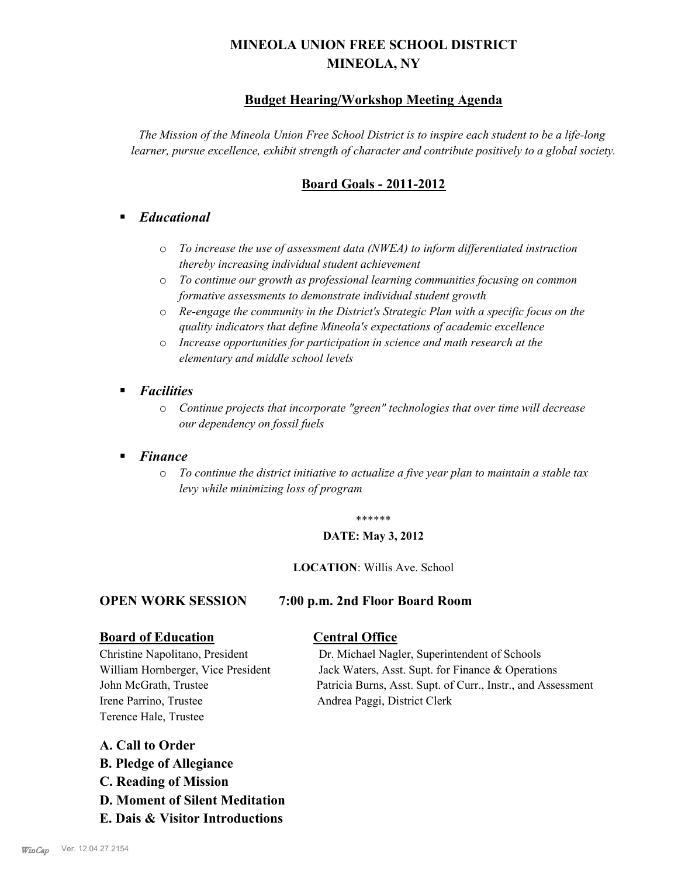# MINEOLA UNION FREE SCHOOL DISTRICT
# MINEOLA, NY

## Budget Hearing/Workshop Meeting Agenda

*The Mission of the Mineola Union Free School District is to inspire each student to be a life-long learner, pursue excellence, exhibit strength of character and contribute positively to a global society.*

## Board Goals - 2011-2012

- ***Educational***
  - *To increase the use of assessment data (NWEA) to inform differentiated instruction thereby increasing individual student achievement*
  - *To continue our growth as professional learning communities focusing on common formative assessments to demonstrate individual student growth*
  - *Re-engage the community in the District's Strategic Plan with a specific focus on the quality indicators that define Mineola's expectations of academic excellence*
  - *Increase opportunities for participation in science and math research at the elementary and middle school levels*
- ***Facilities***
  - *Continue projects that incorporate "green" technologies that over time will decrease our dependency on fossil fuels*
- ***Finance***
  - *To continue the district initiative to actualize a five year plan to maintain a stable tax levy while minimizing loss of program*

******

**DATE: May 3, 2012**

**LOCATION**: Willis Ave. School

**OPEN WORK SESSION 7:00 p.m. 2nd Floor Board Room**

**Board of Education**

Christine Napolitano, President
William Hornberger, Vice President
John McGrath, Trustee
Irene Parrino, Trustee
Terence Hale, Trustee

**Central Office**

Dr. Michael Nagler, Superintendent of Schools
Jack Waters, Asst. Supt. for Finance & Operations
Patricia Burns, Asst. Supt. of Curr., Instr., and Assessment
Andrea Paggi, District Clerk

**A. Call to Order**
**B. Pledge of Allegiance**
**C. Reading of Mission**
**D. Moment of Silent Meditation**
**E. Dais & Visitor Introductions**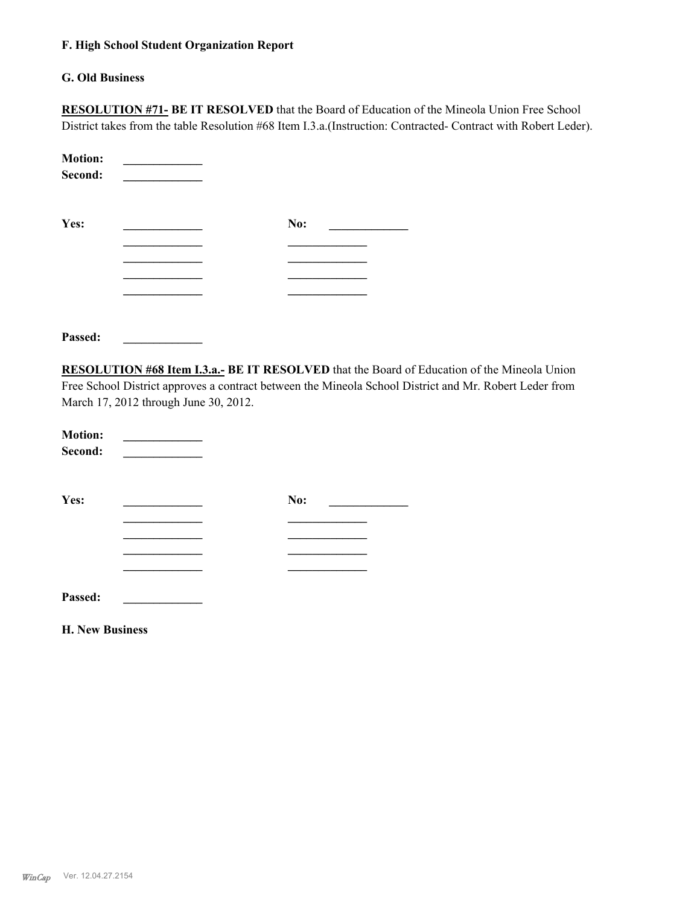**F. High School Student Organization Report**

**G. Old Business**

**RESOLUTION #71- BE IT RESOLVED** that the Board of Education of the Mineola Union Free School District takes from the table Resolution #68 Item I.3.a.(Instruction: Contracted- Contract with Robert Leder).

**Motion:** _____________

**Second:** _____________

**Yes:** _____________ **No:** _____________

_____________ _____________

_____________ _____________

_____________ _____________

_____________ _____________

**Passed:** _____________

**RESOLUTION #68 Item I.3.a.- BE IT RESOLVED** that the Board of Education of the Mineola Union Free School District approves a contract between the Mineola School District and Mr. Robert Leder from March 17, 2012 through June 30, 2012.

**Motion:** _____________

**Second:** _____________

**Yes:** _____________ **No:** _____________

_____________ _____________

_____________ _____________

_____________ _____________

_____________ _____________

**Passed:** _____________

**H. New Business**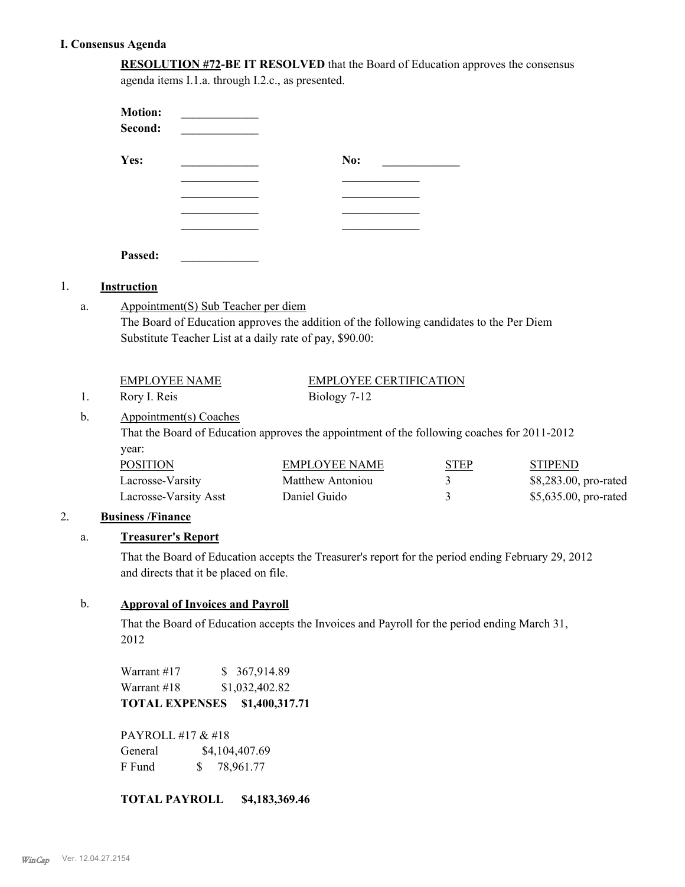## I. Consensus Agenda

**RESOLUTION #72-BE IT RESOLVED** that the Board of Education approves the consensus agenda items I.1.a. through I.2.c., as presented.

**Motion:** _____________
**Second:** _____________

**Yes:** _____________ **No:** _____________
_____________ _____________
_____________ _____________
_____________ _____________
_____________ _____________

**Passed:** _____________

### 1. Instruction

a. Appointment(S) Sub Teacher per diem

The Board of Education approves the addition of the following candidates to the Per Diem Substitute Teacher List at a daily rate of pay, $90.00:

| | EMPLOYEE NAME | EMPLOYEE CERTIFICATION |
|---|---|---|
| 1. | Rory I. Reis | Biology 7-12 |

b. Appointment(s) Coaches

That the Board of Education approves the appointment of the following coaches for 2011-2012 year:

| POSITION | EMPLOYEE NAME | STEP | STIPEND |
|---|---|---|---|
| Lacrosse-Varsity | Matthew Antoniou | 3 | $8,283.00, pro-rated |
| Lacrosse-Varsity Asst | Daniel Guido | 3 | $5,635.00, pro-rated |

### 2. Business /Finance

a. **Treasurer's Report**

That the Board of Education accepts the Treasurer's report for the period ending February 29, 2012 and directs that it be placed on file.

b. **Approval of Invoices and Payroll**

That the Board of Education accepts the Invoices and Payroll for the period ending March 31, 2012

Warrant #17 $ 367,914.89
Warrant #18 $1,032,402.82
**TOTAL EXPENSES $1,400,317.71**

PAYROLL #17 & #18
General $4,104,407.69
F Fund $ 78,961.77

**TOTAL PAYROLL $4,183,369.46**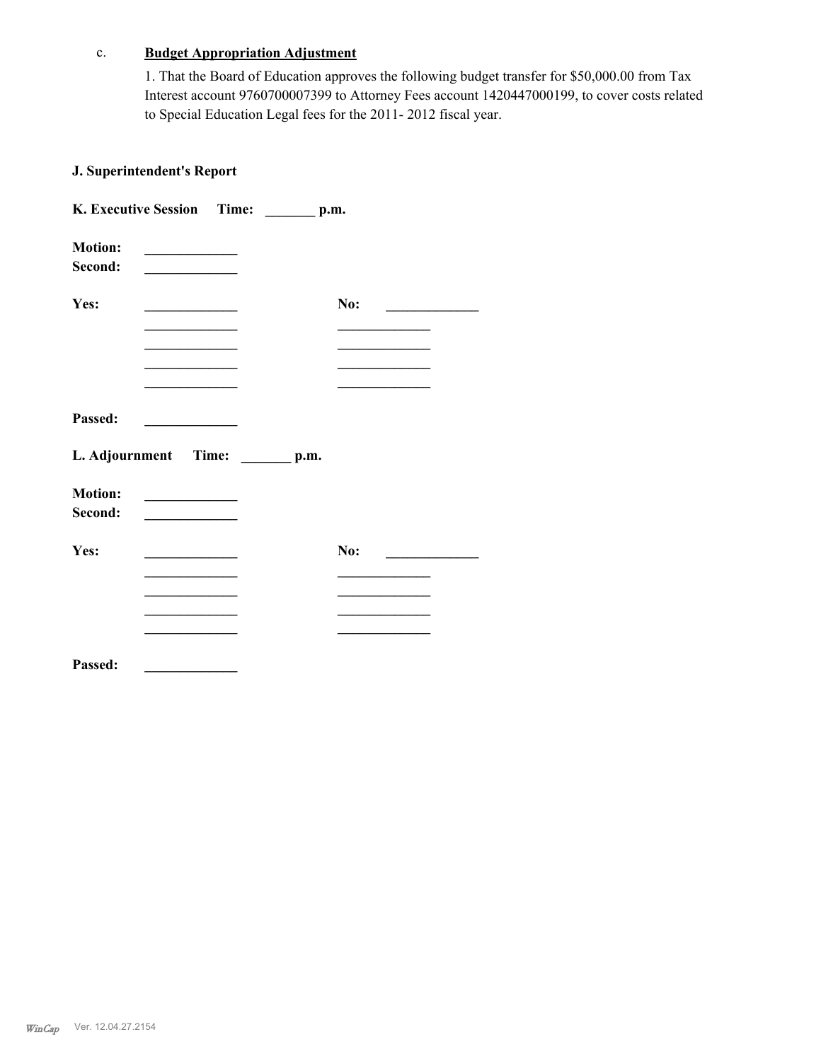c. **Budget Appropriation Adjustment**

1. That the Board of Education approves the following budget transfer for $50,000.00 from Tax Interest account 9760700007399 to Attorney Fees account 1420447000199, to cover costs related to Special Education Legal fees for the 2011- 2012 fiscal year.

**J. Superintendent's Report**

**K. Executive Session Time: _______ p.m.**

**Motion:** _____________
**Second:** _____________

| | | | |
|---|---|---|---|
| **Yes:** | _____________ | **No:** | _____________ |
| | _____________ | | _____________ |
| | _____________ | | _____________ |
| | _____________ | | _____________ |
| | _____________ | | _____________ |

**Passed:** _____________

**L. Adjournment Time: _______ p.m.**

**Motion:** _____________
**Second:** _____________

| | | | |
|---|---|---|---|
| **Yes:** | _____________ | **No:** | _____________ |
| | _____________ | | _____________ |
| | _____________ | | _____________ |
| | _____________ | | _____________ |
| | _____________ | | _____________ |

**Passed:** _____________